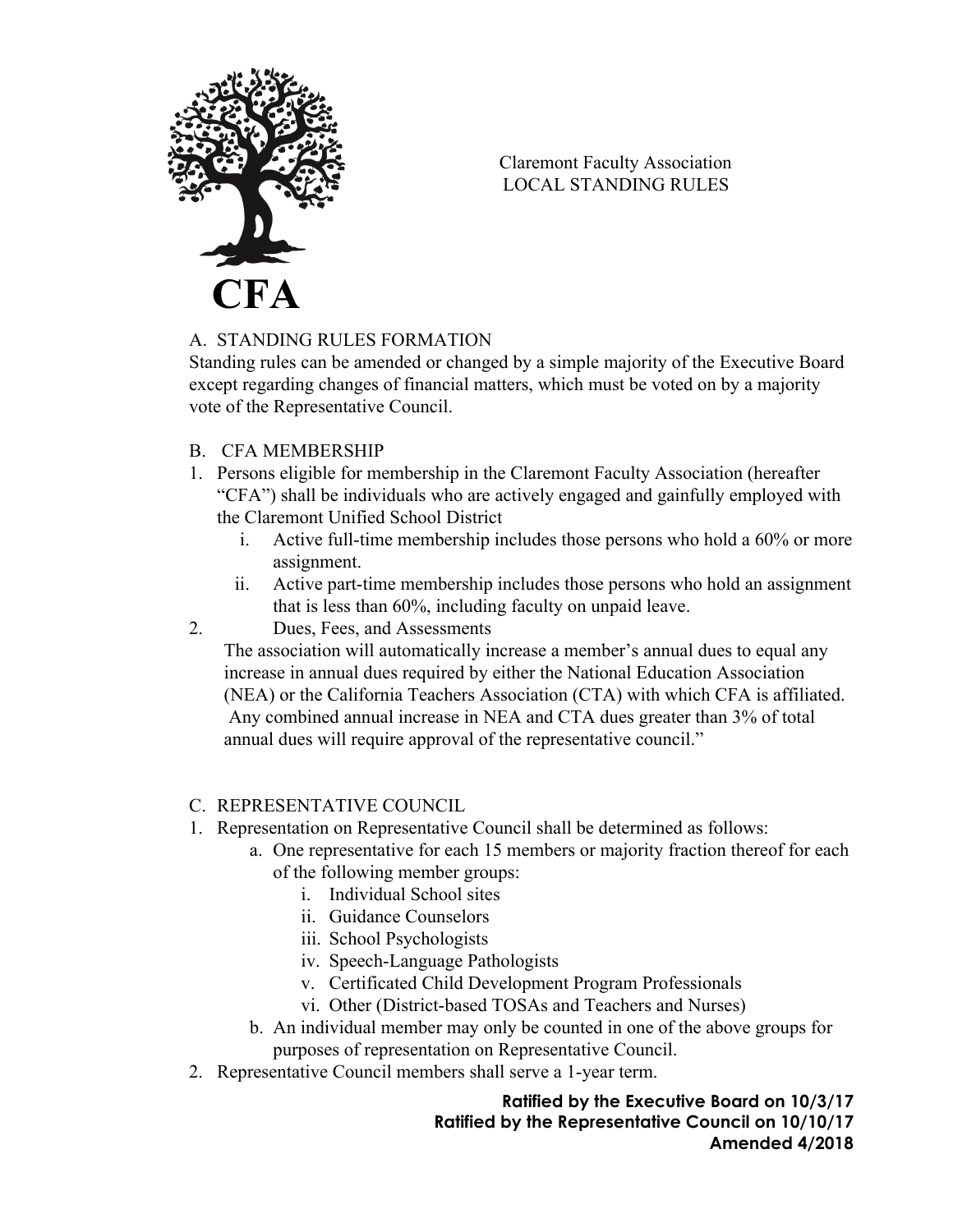**CFA**

Claremont Faculty Association
LOCAL STANDING RULES

## A. STANDING RULES FORMATION

Standing rules can be amended or changed by a simple majority of the Executive Board except regarding changes of financial matters, which must be voted on by a majority vote of the Representative Council.

## B. CFA MEMBERSHIP

1. Persons eligible for membership in the Claremont Faculty Association (hereafter "CFA") shall be individuals who are actively engaged and gainfully employed with the Claremont Unified School District
   i. Active full-time membership includes those persons who hold a 60% or more assignment.
   ii. Active part-time membership includes those persons who hold an assignment that is less than 60%, including faculty on unpaid leave.
2. Dues, Fees, and Assessments
   The association will automatically increase a member's annual dues to equal any increase in annual dues required by either the National Education Association (NEA) or the California Teachers Association (CTA) with which CFA is affiliated. Any combined annual increase in NEA and CTA dues greater than 3% of total annual dues will require approval of the representative council."

## C. REPRESENTATIVE COUNCIL

1. Representation on Representative Council shall be determined as follows:
   a. One representative for each 15 members or majority fraction thereof for each of the following member groups:
      i. Individual School sites
      ii. Guidance Counselors
      iii. School Psychologists
      iv. Speech-Language Pathologists
      v. Certificated Child Development Program Professionals
      vi. Other (District-based TOSAs and Teachers and Nurses)
   b. An individual member may only be counted in one of the above groups for purposes of representation on Representative Council.
2. Representative Council members shall serve a 1-year term.

**Ratified by the Executive Board on 10/3/17**
**Ratified by the Representative Council on 10/10/17**
**Amended 4/2018**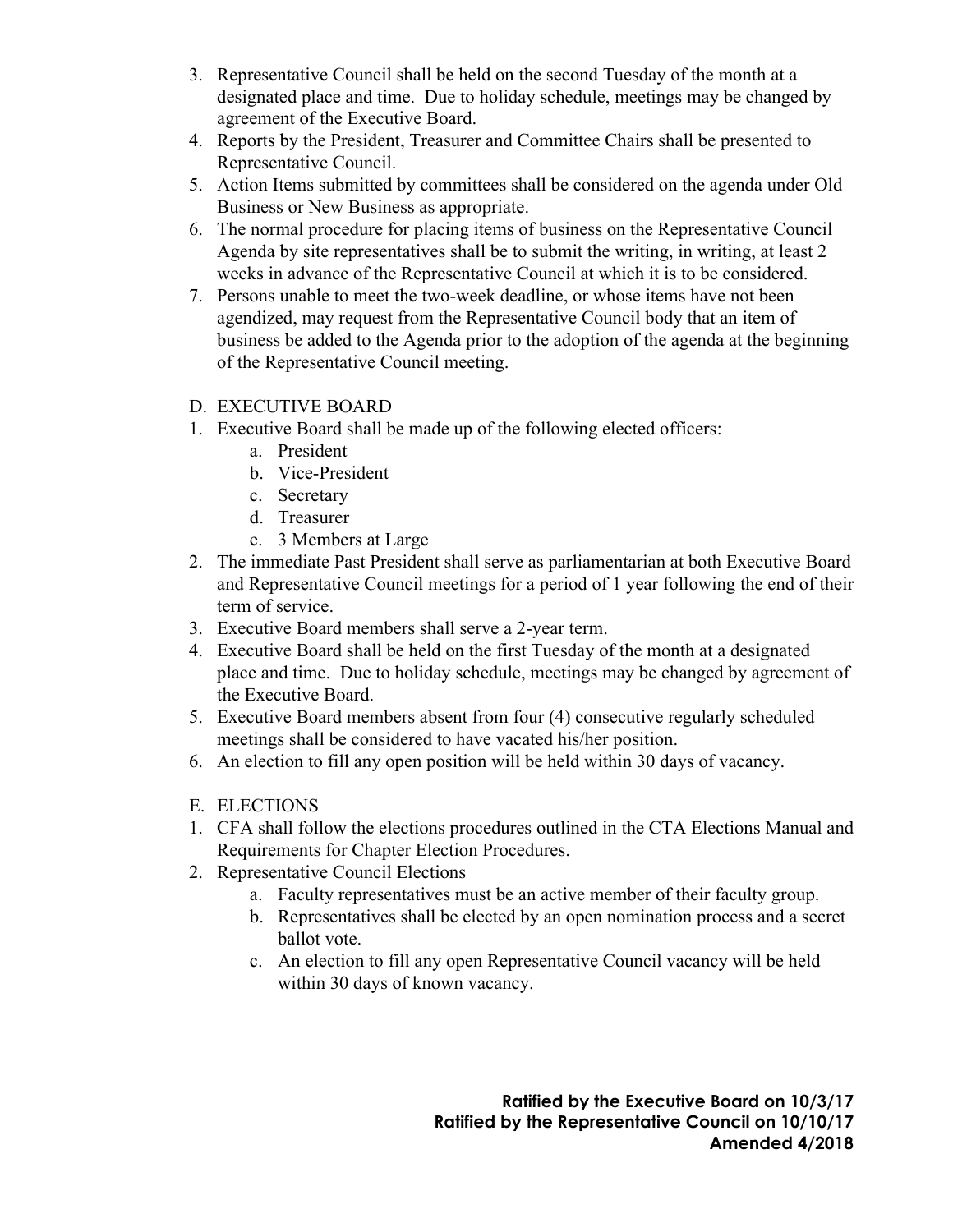3. Representative Council shall be held on the second Tuesday of the month at a designated place and time. Due to holiday schedule, meetings may be changed by agreement of the Executive Board.
4. Reports by the President, Treasurer and Committee Chairs shall be presented to Representative Council.
5. Action Items submitted by committees shall be considered on the agenda under Old Business or New Business as appropriate.
6. The normal procedure for placing items of business on the Representative Council Agenda by site representatives shall be to submit the writing, in writing, at least 2 weeks in advance of the Representative Council at which it is to be considered.
7. Persons unable to meet the two-week deadline, or whose items have not been agendized, may request from the Representative Council body that an item of business be added to the Agenda prior to the adoption of the agenda at the beginning of the Representative Council meeting.

D. EXECUTIVE BOARD

1. Executive Board shall be made up of the following elected officers:
    a. President
    b. Vice-President
    c. Secretary
    d. Treasurer
    e. 3 Members at Large
2. The immediate Past President shall serve as parliamentarian at both Executive Board and Representative Council meetings for a period of 1 year following the end of their term of service.
3. Executive Board members shall serve a 2-year term.
4. Executive Board shall be held on the first Tuesday of the month at a designated place and time. Due to holiday schedule, meetings may be changed by agreement of the Executive Board.
5. Executive Board members absent from four (4) consecutive regularly scheduled meetings shall be considered to have vacated his/her position.
6. An election to fill any open position will be held within 30 days of vacancy.

E. ELECTIONS

1. CFA shall follow the elections procedures outlined in the CTA Elections Manual and Requirements for Chapter Election Procedures.
2. Representative Council Elections
    a. Faculty representatives must be an active member of their faculty group.
    b. Representatives shall be elected by an open nomination process and a secret ballot vote.
    c. An election to fill any open Representative Council vacancy will be held within 30 days of known vacancy.

**Ratified by the Executive Board on 10/3/17**
**Ratified by the Representative Council on 10/10/17**
**Amended 4/2018**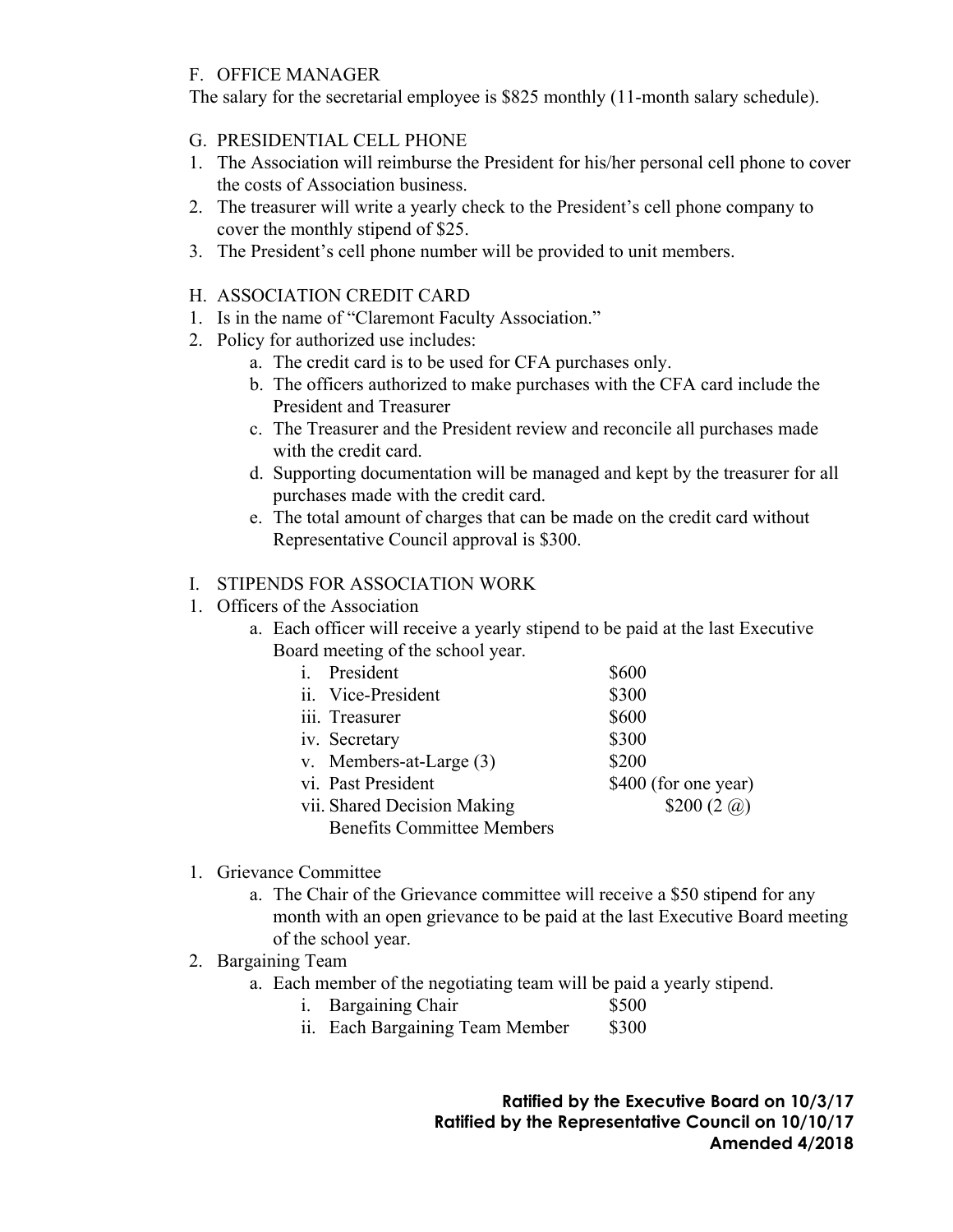F. OFFICE MANAGER

The salary for the secretarial employee is $825 monthly (11-month salary schedule).

G. PRESIDENTIAL CELL PHONE

1. The Association will reimburse the President for his/her personal cell phone to cover the costs of Association business.
2. The treasurer will write a yearly check to the President's cell phone company to cover the monthly stipend of $25.
3. The President's cell phone number will be provided to unit members.

H. ASSOCIATION CREDIT CARD

1. Is in the name of "Claremont Faculty Association."
2. Policy for authorized use includes:
    a. The credit card is to be used for CFA purchases only.
    b. The officers authorized to make purchases with the CFA card include the President and Treasurer
    c. The Treasurer and the President review and reconcile all purchases made with the credit card.
    d. Supporting documentation will be managed and kept by the treasurer for all purchases made with the credit card.
    e. The total amount of charges that can be made on the credit card without Representative Council approval is $300.

I. STIPENDS FOR ASSOCIATION WORK

1. Officers of the Association
    a. Each officer will receive a yearly stipend to be paid at the last Executive Board meeting of the school year.
        i. President $600
        ii. Vice-President $300
        iii. Treasurer $600
        iv. Secretary $300
        v. Members-at-Large (3) $200
        vi. Past President $400 (for one year)
        vii. Shared Decision Making Benefits Committee Members $200 (2 @)

1. Grievance Committee
    a. The Chair of the Grievance committee will receive a $50 stipend for any month with an open grievance to be paid at the last Executive Board meeting of the school year.
2. Bargaining Team
    a. Each member of the negotiating team will be paid a yearly stipend.
        i. Bargaining Chair $500
        ii. Each Bargaining Team Member $300

**Ratified by the Executive Board on 10/3/17**
**Ratified by the Representative Council on 10/10/17**
**Amended 4/2018**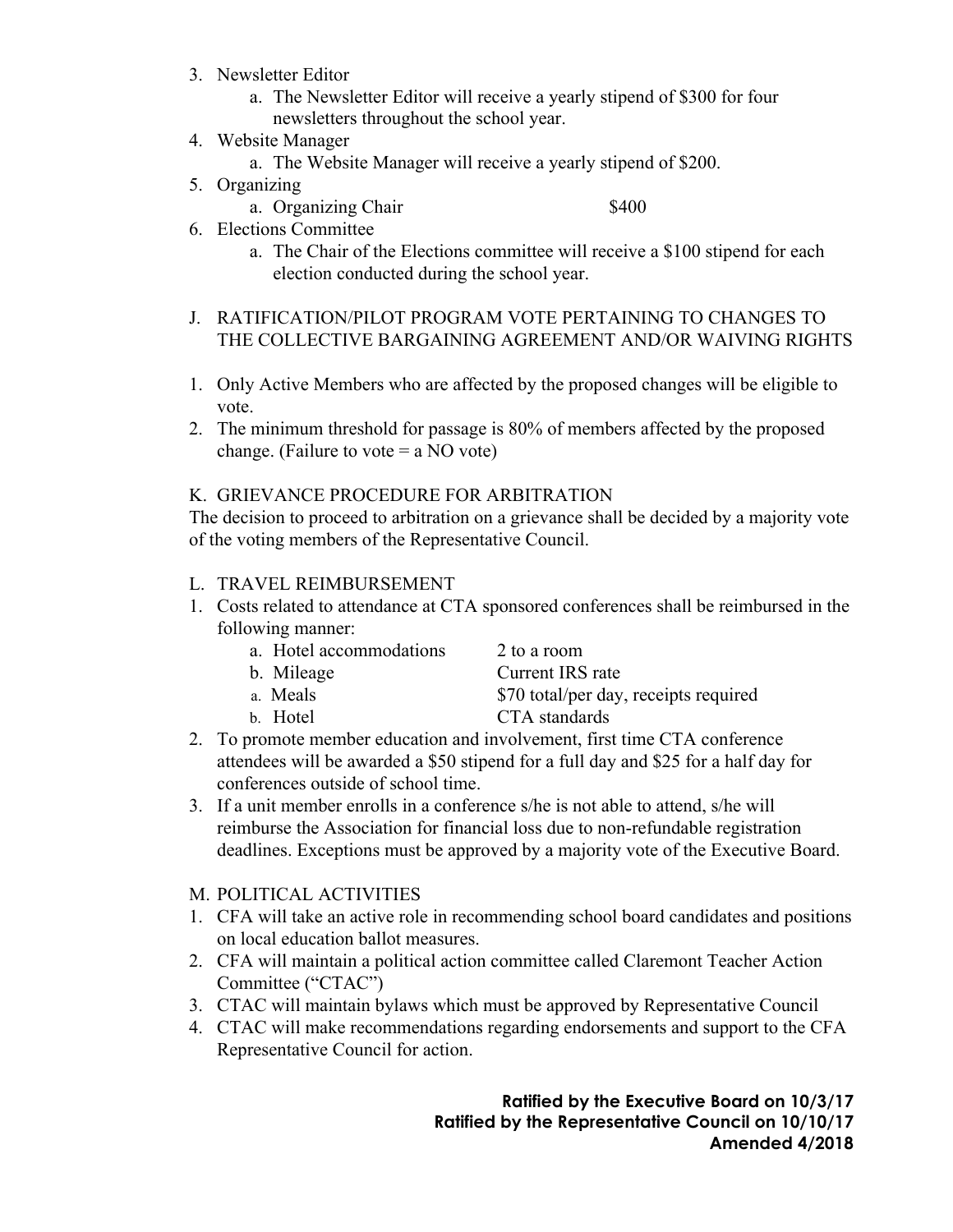3. Newsletter Editor
    a. The Newsletter Editor will receive a yearly stipend of $300 for four newsletters throughout the school year.
4. Website Manager
    a. The Website Manager will receive a yearly stipend of $200.
5. Organizing
    a. Organizing Chair $400
6. Elections Committee
    a. The Chair of the Elections committee will receive a $100 stipend for each election conducted during the school year.

J. RATIFICATION/PILOT PROGRAM VOTE PERTAINING TO CHANGES TO THE COLLECTIVE BARGAINING AGREEMENT AND/OR WAIVING RIGHTS

1. Only Active Members who are affected by the proposed changes will be eligible to vote.
2. The minimum threshold for passage is 80% of members affected by the proposed change. (Failure to vote = a NO vote)

K. GRIEVANCE PROCEDURE FOR ARBITRATION

The decision to proceed to arbitration on a grievance shall be decided by a majority vote of the voting members of the Representative Council.

L. TRAVEL REIMBURSEMENT

1. Costs related to attendance at CTA sponsored conferences shall be reimbursed in the following manner:
    a. Hotel accommodations 2 to a room
    b. Mileage Current IRS rate
    a. Meals $70 total/per day, receipts required
    b. Hotel CTA standards
2. To promote member education and involvement, first time CTA conference attendees will be awarded a $50 stipend for a full day and $25 for a half day for conferences outside of school time.
3. If a unit member enrolls in a conference s/he is not able to attend, s/he will reimburse the Association for financial loss due to non-refundable registration deadlines. Exceptions must be approved by a majority vote of the Executive Board.

M. POLITICAL ACTIVITIES

1. CFA will take an active role in recommending school board candidates and positions on local education ballot measures.
2. CFA will maintain a political action committee called Claremont Teacher Action Committee ("CTAC")
3. CTAC will maintain bylaws which must be approved by Representative Council
4. CTAC will make recommendations regarding endorsements and support to the CFA Representative Council for action.

**Ratified by the Executive Board on 10/3/17**
**Ratified by the Representative Council on 10/10/17**
**Amended 4/2018**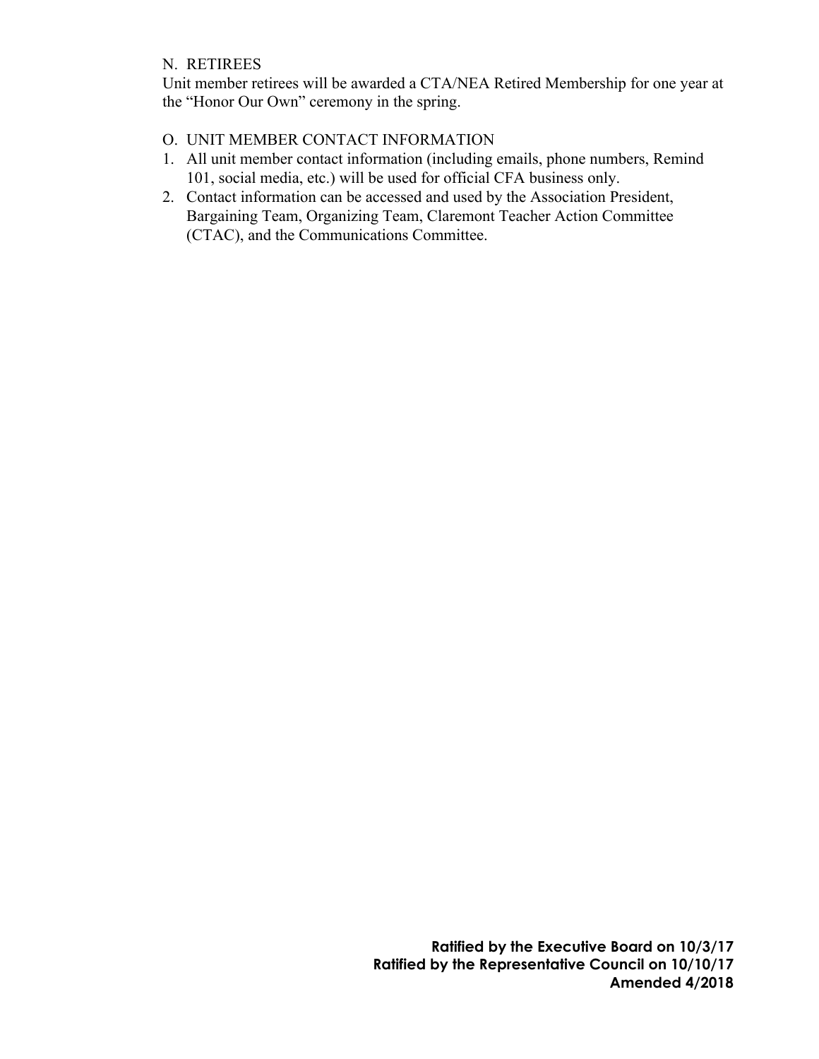N. RETIREES

Unit member retirees will be awarded a CTA/NEA Retired Membership for one year at the "Honor Our Own" ceremony in the spring.

O. UNIT MEMBER CONTACT INFORMATION

1. All unit member contact information (including emails, phone numbers, Remind 101, social media, etc.) will be used for official CFA business only.
2. Contact information can be accessed and used by the Association President, Bargaining Team, Organizing Team, Claremont Teacher Action Committee (CTAC), and the Communications Committee.

**Ratified by the Executive Board on 10/3/17**
**Ratified by the Representative Council on 10/10/17**
**Amended 4/2018**